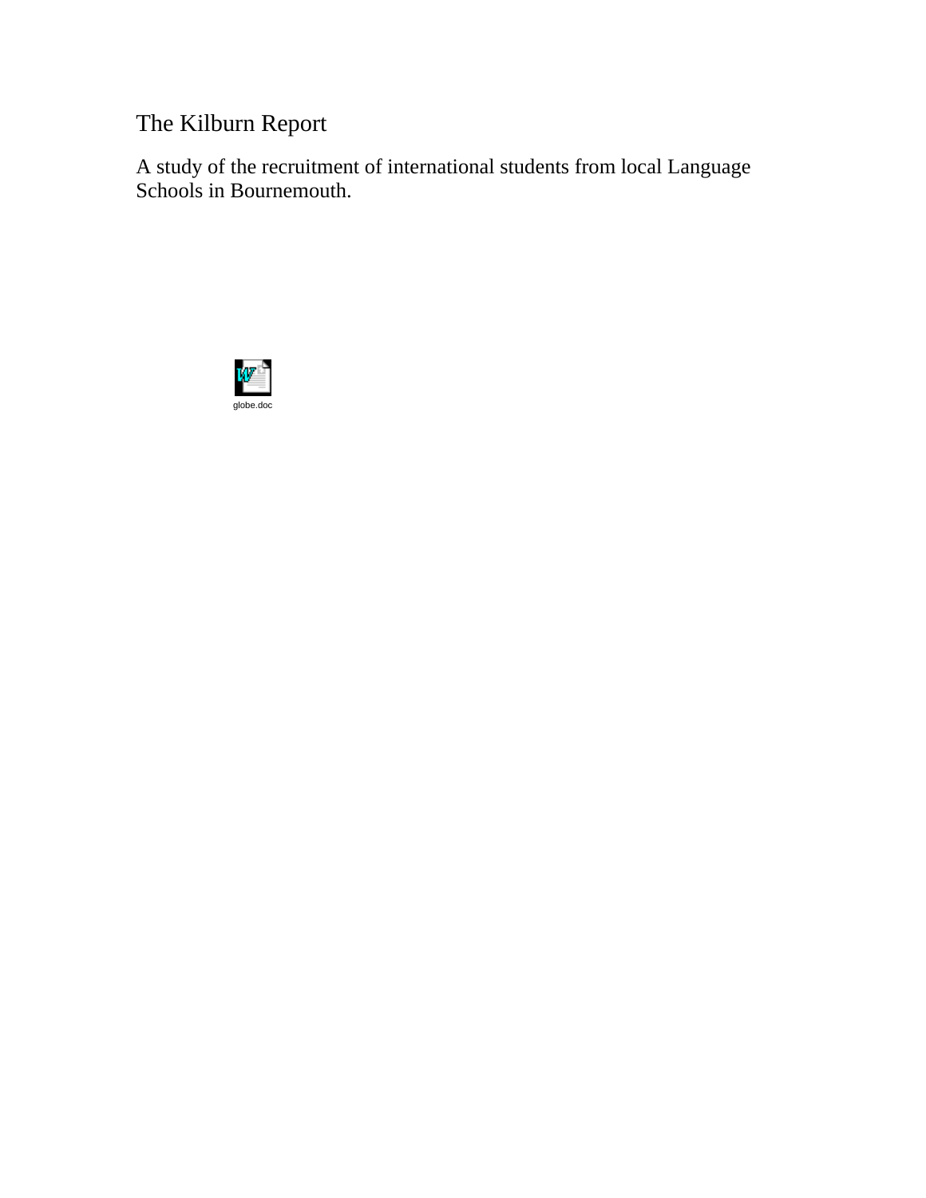# The Kilburn Report

A study of the recruitment of international students from local Language Schools in Bournemouth.

globe.doc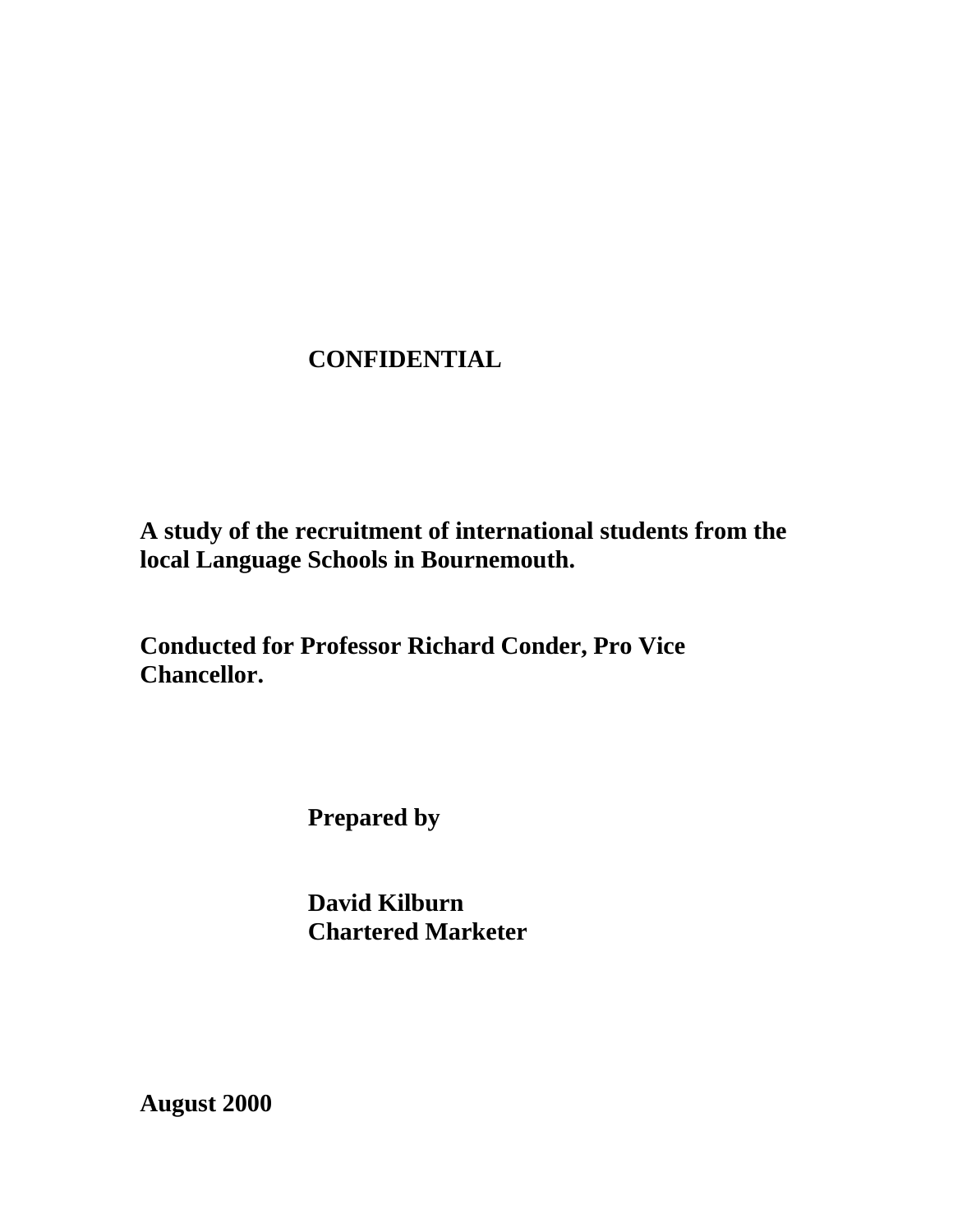**CONFIDENTIAL**

**A study of the recruitment of international students from the local Language Schools in Bournemouth.**

**Conducted for Professor Richard Conder, Pro Vice Chancellor.**

**Prepared by**

**David Kilburn**
**Chartered Marketer**

**August 2000**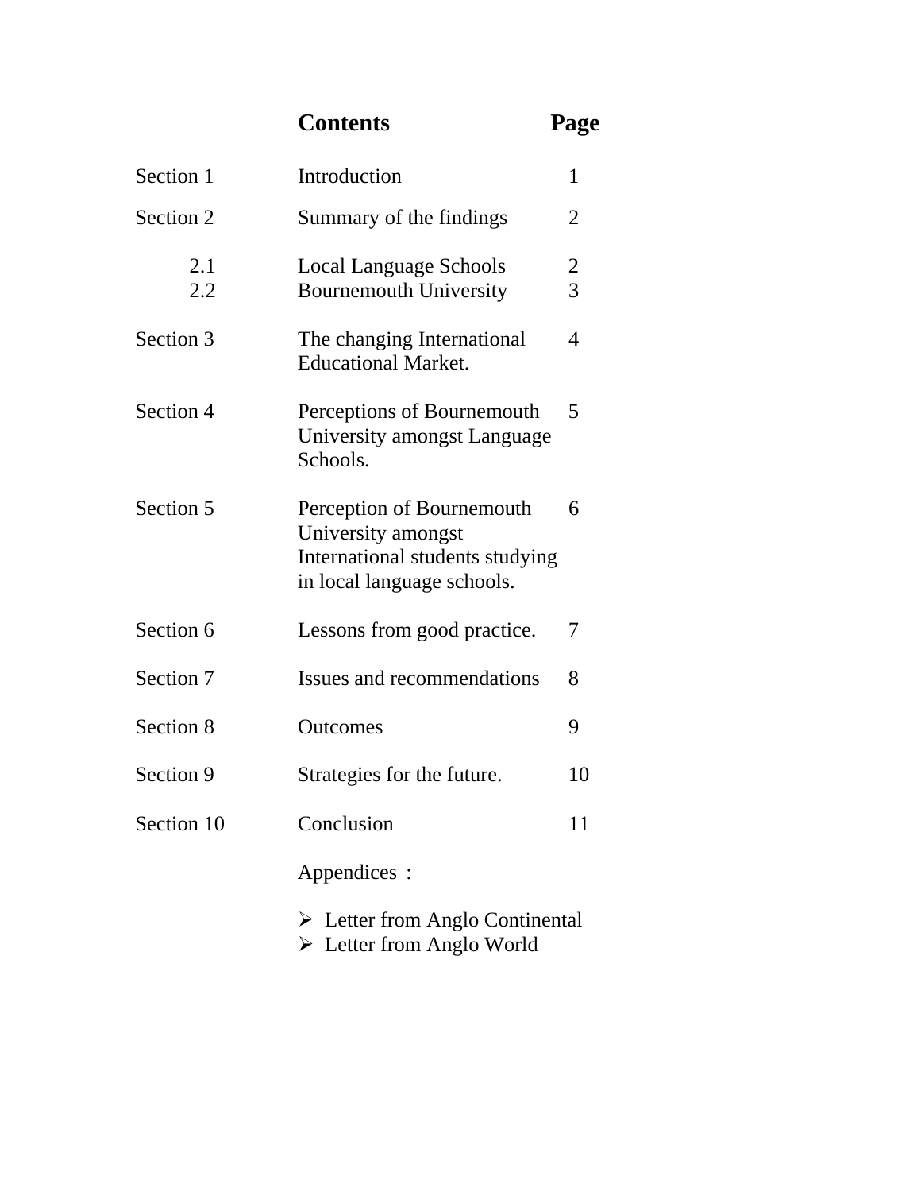# Contents

| | Contents | Page |
|---|---|---|
| Section 1 | Introduction | 1 |
| Section 2 | Summary of the findings | 2 |
| 2.1 | Local Language Schools | 2 |
| 2.2 | Bournemouth University | 3 |
| Section 3 | The changing International Educational Market. | 4 |
| Section 4 | Perceptions of Bournemouth University amongst Language Schools. | 5 |
| Section 5 | Perception of Bournemouth University amongst International students studying in local language schools. | 6 |
| Section 6 | Lessons from good practice. | 7 |
| Section 7 | Issues and recommendations | 8 |
| Section 8 | Outcomes | 9 |
| Section 9 | Strategies for the future. | 10 |
| Section 10 | Conclusion | 11 |

Appendices :

- Letter from Anglo Continental
- Letter from Anglo World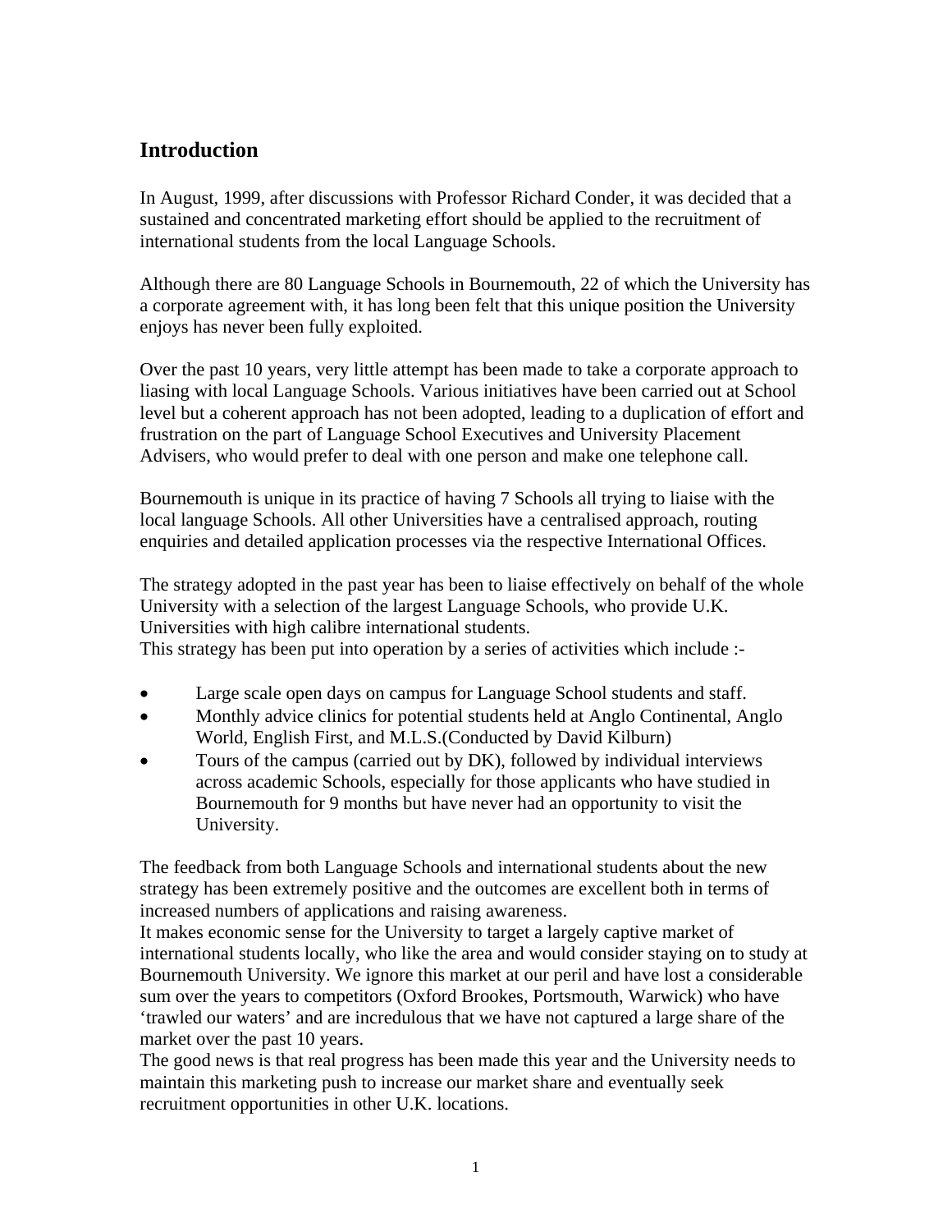## Introduction

In August, 1999, after discussions with Professor Richard Conder, it was decided that a sustained and concentrated marketing effort should be applied to the recruitment of international students from the local Language Schools.

Although there are 80 Language Schools in Bournemouth, 22 of which the University has a corporate agreement with, it has long been felt that this unique position the University enjoys has never been fully exploited.

Over the past 10 years, very little attempt has been made to take a corporate approach to liasing with local Language Schools. Various initiatives have been carried out at School level but a coherent approach has not been adopted, leading to a duplication of effort and frustration on the part of Language School Executives and University Placement Advisers, who would prefer to deal with one person and make one telephone call.

Bournemouth is unique in its practice of having 7 Schools all trying to liaise with the local language Schools. All other Universities have a centralised approach, routing enquiries and detailed application processes via the respective International Offices.

The strategy adopted in the past year has been to liaise effectively on behalf of the whole University with a selection of the largest Language Schools, who provide U.K. Universities with high calibre international students.
This strategy has been put into operation by a series of activities which include :-

- Large scale open days on campus for Language School students and staff.
- Monthly advice clinics for potential students held at Anglo Continental, Anglo World, English First, and M.L.S.(Conducted by David Kilburn)
- Tours of the campus (carried out by DK), followed by individual interviews across academic Schools, especially for those applicants who have studied in Bournemouth for 9 months but have never had an opportunity to visit the University.

The feedback from both Language Schools and international students about the new strategy has been extremely positive and the outcomes are excellent both in terms of increased numbers of applications and raising awareness.
It makes economic sense for the University to target a largely captive market of international students locally, who like the area and would consider staying on to study at Bournemouth University. We ignore this market at our peril and have lost a considerable sum over the years to competitors (Oxford Brookes, Portsmouth, Warwick) who have 'trawled our waters' and are incredulous that we have not captured a large share of the market over the past 10 years.
The good news is that real progress has been made this year and the University needs to maintain this marketing push to increase our market share and eventually seek recruitment opportunities in other U.K. locations.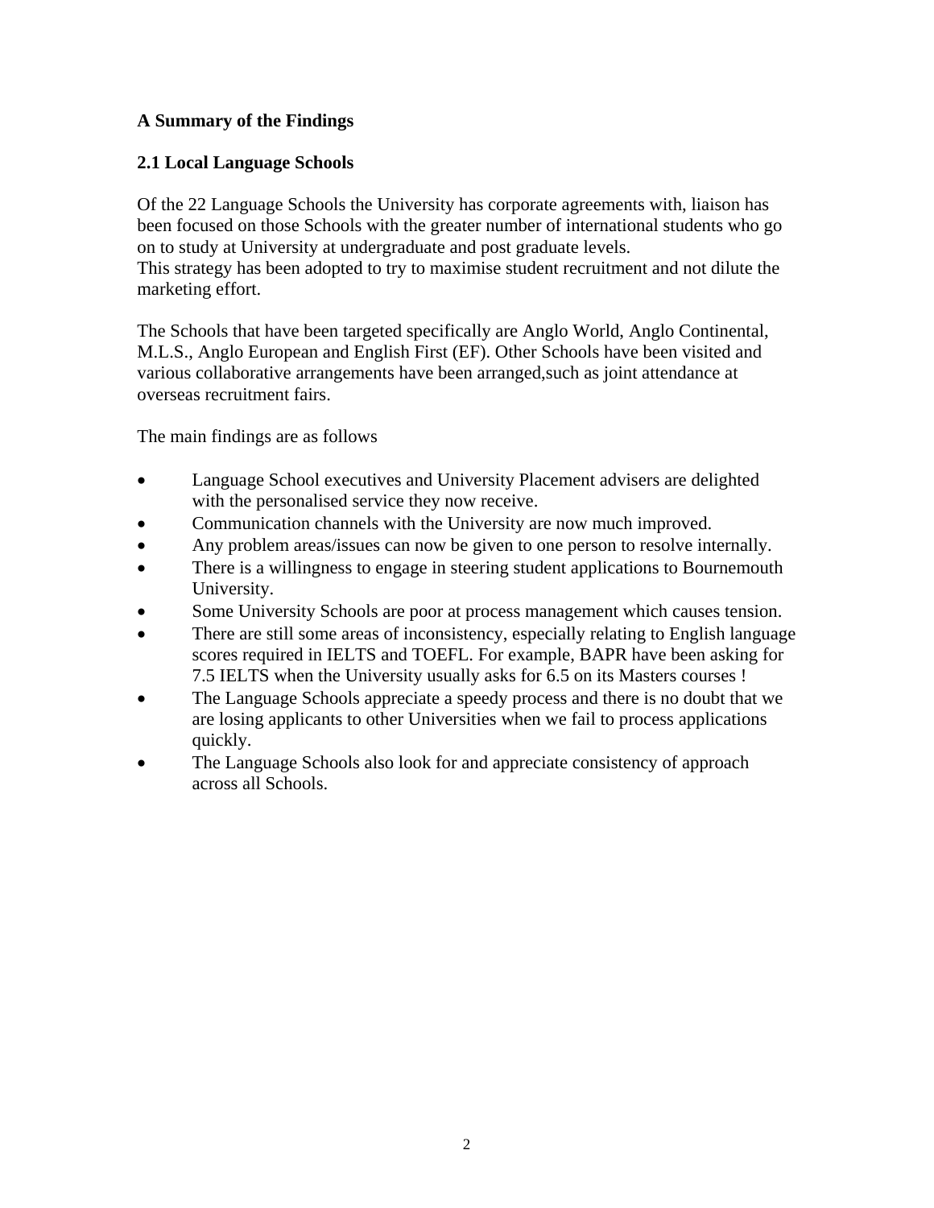**A Summary of the Findings**

**2.1 Local Language Schools**

Of the 22 Language Schools the University has corporate agreements with, liaison has been focused on those Schools with the greater number of international students who go on to study at University at undergraduate and post graduate levels.
This strategy has been adopted to try to maximise student recruitment and not dilute the marketing effort.

The Schools that have been targeted specifically are Anglo World, Anglo Continental, M.L.S., Anglo European and English First (EF). Other Schools have been visited and various collaborative arrangements have been arranged,such as joint attendance at overseas recruitment fairs.

The main findings are as follows

- Language School executives and University Placement advisers are delighted with the personalised service they now receive.
- Communication channels with the University are now much improved.
- Any problem areas/issues can now be given to one person to resolve internally.
- There is a willingness to engage in steering student applications to Bournemouth University.
- Some University Schools are poor at process management which causes tension.
- There are still some areas of inconsistency, especially relating to English language scores required in IELTS and TOEFL. For example, BAPR have been asking for 7.5 IELTS when the University usually asks for 6.5 on its Masters courses !
- The Language Schools appreciate a speedy process and there is no doubt that we are losing applicants to other Universities when we fail to process applications quickly.
- The Language Schools also look for and appreciate consistency of approach across all Schools.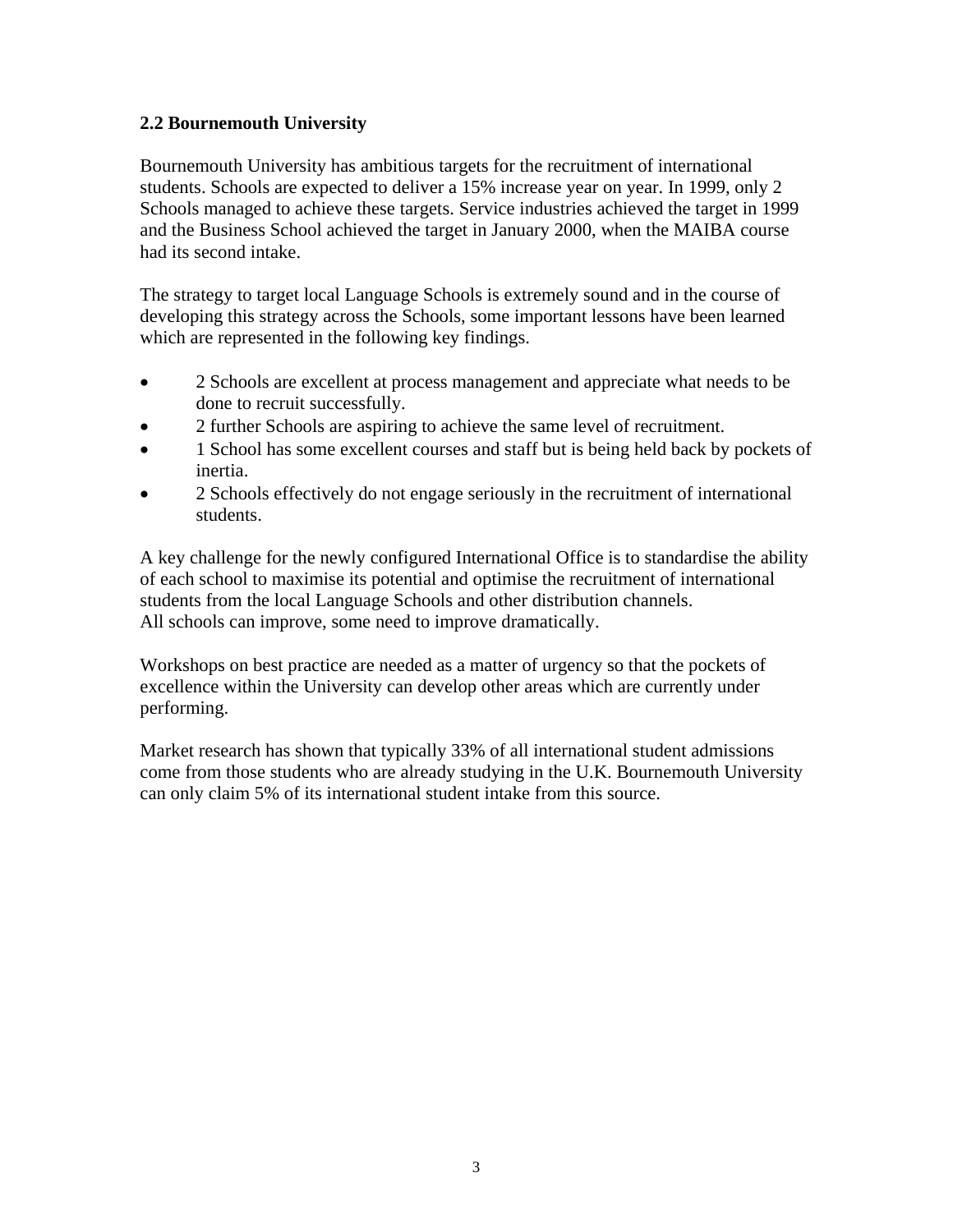### 2.2 Bournemouth University

Bournemouth University has ambitious targets for the recruitment of international students. Schools are expected to deliver a 15% increase year on year. In 1999, only 2 Schools managed to achieve these targets. Service industries achieved the target in 1999 and the Business School achieved the target in January 2000, when the MAIBA course had its second intake.

The strategy to target local Language Schools is extremely sound and in the course of developing this strategy across the Schools, some important lessons have been learned which are represented in the following key findings.

- 2 Schools are excellent at process management and appreciate what needs to be done to recruit successfully.
- 2 further Schools are aspiring to achieve the same level of recruitment.
- 1 School has some excellent courses and staff but is being held back by pockets of inertia.
- 2 Schools effectively do not engage seriously in the recruitment of international students.

A key challenge for the newly configured International Office is to standardise the ability of each school to maximise its potential and optimise the recruitment of international students from the local Language Schools and other distribution channels.
All schools can improve, some need to improve dramatically.

Workshops on best practice are needed as a matter of urgency so that the pockets of excellence within the University can develop other areas which are currently under performing.

Market research has shown that typically 33% of all international student admissions come from those students who are already studying in the U.K. Bournemouth University can only claim 5% of its international student intake from this source.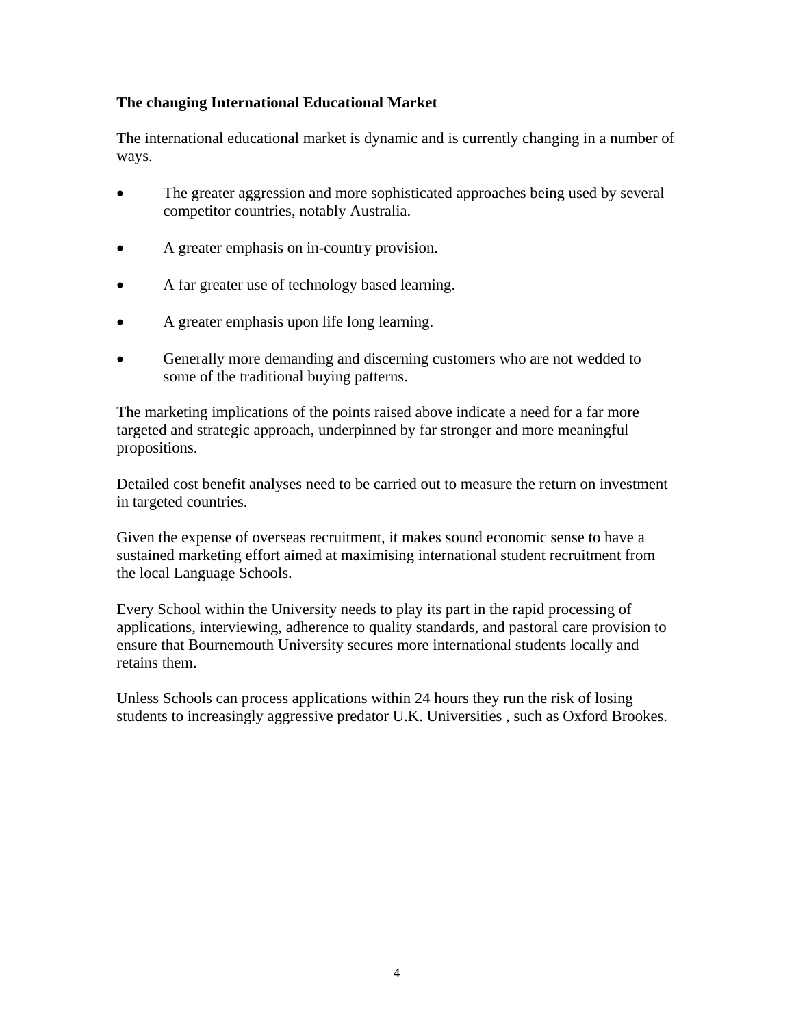## The changing International Educational Market

The international educational market is dynamic and is currently changing in a number of ways.

- The greater aggression and more sophisticated approaches being used by several competitor countries, notably Australia.
- A greater emphasis on in-country provision.
- A far greater use of technology based learning.
- A greater emphasis upon life long learning.
- Generally more demanding and discerning customers who are not wedded to some of the traditional buying patterns.

The marketing implications of the points raised above indicate a need for a far more targeted and strategic approach, underpinned by far stronger and more meaningful propositions.

Detailed cost benefit analyses need to be carried out to measure the return on investment in targeted countries.

Given the expense of overseas recruitment, it makes sound economic sense to have a sustained marketing effort aimed at maximising international student recruitment from the local Language Schools.

Every School within the University needs to play its part in the rapid processing of applications, interviewing, adherence to quality standards, and pastoral care provision to ensure that Bournemouth University secures more international students locally and retains them.

Unless Schools can process applications within 24 hours they run the risk of losing students to increasingly aggressive predator U.K. Universities , such as Oxford Brookes.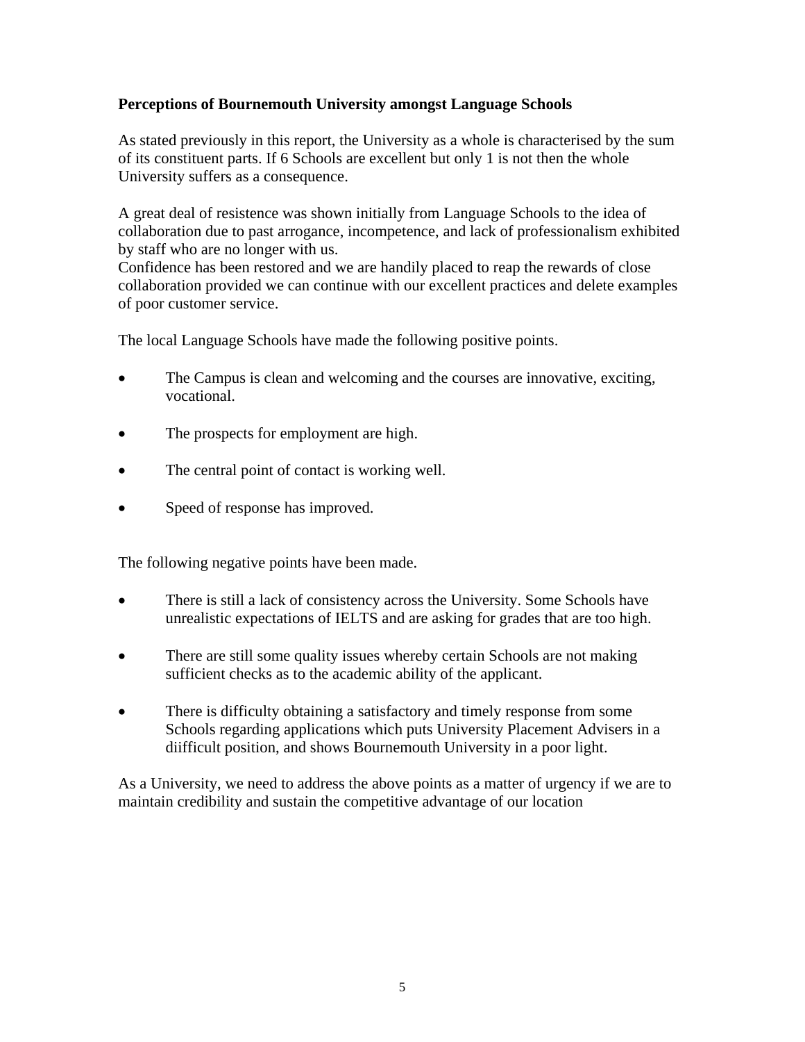**Perceptions of Bournemouth University amongst Language Schools**

As stated previously in this report, the University as a whole is characterised by the sum of its constituent parts. If 6 Schools are excellent but only 1 is not then the whole University suffers as a consequence.

A great deal of resistence was shown initially from Language Schools to the idea of collaboration due to past arrogance, incompetence, and lack of professionalism exhibited by staff who are no longer with us.
Confidence has been restored and we are handily placed to reap the rewards of close collaboration provided we can continue with our excellent practices and delete examples of poor customer service.

The local Language Schools have made the following positive points.

- The Campus is clean and welcoming and the courses are innovative, exciting, vocational.
- The prospects for employment are high.
- The central point of contact is working well.
- Speed of response has improved.

The following negative points have been made.

- There is still a lack of consistency across the University. Some Schools have unrealistic expectations of IELTS and are asking for grades that are too high.
- There are still some quality issues whereby certain Schools are not making sufficient checks as to the academic ability of the applicant.
- There is difficulty obtaining a satisfactory and timely response from some Schools regarding applications which puts University Placement Advisers in a diifficult position, and shows Bournemouth University in a poor light.

As a University, we need to address the above points as a matter of urgency if we are to maintain credibility and sustain the competitive advantage of our location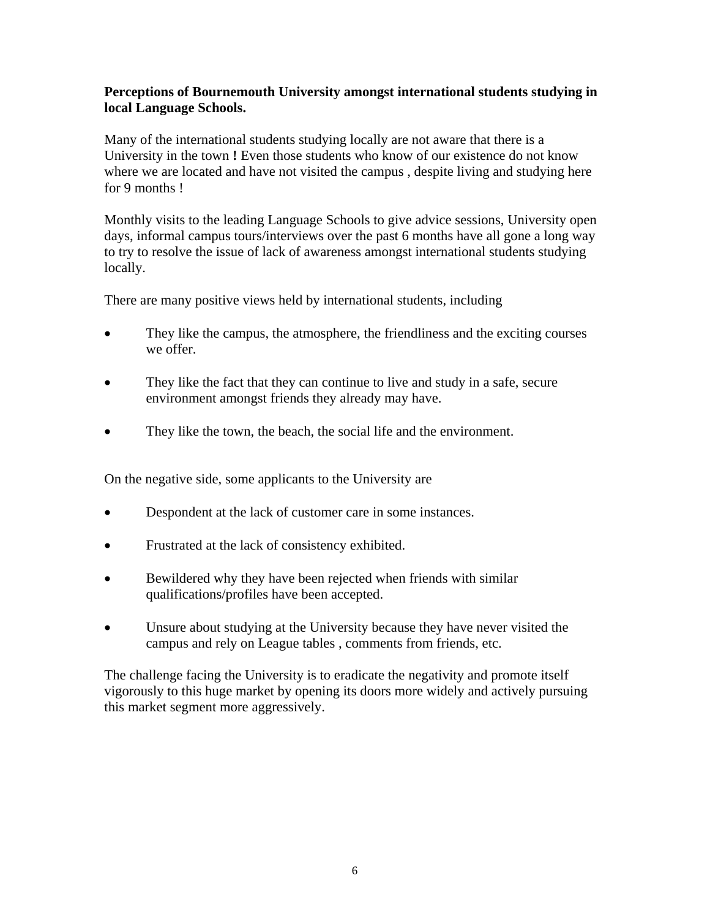**Perceptions of Bournemouth University amongst international students studying in local Language Schools.**

Many of the international students studying locally are not aware that there is a University in the town **!** Even those students who know of our existence do not know where we are located and have not visited the campus , despite living and studying here for 9 months !

Monthly visits to the leading Language Schools to give advice sessions, University open days, informal campus tours/interviews over the past 6 months have all gone a long way to try to resolve the issue of lack of awareness amongst international students studying locally.

There are many positive views held by international students, including

- They like the campus, the atmosphere, the friendliness and the exciting courses we offer.
- They like the fact that they can continue to live and study in a safe, secure environment amongst friends they already may have.
- They like the town, the beach, the social life and the environment.

On the negative side, some applicants to the University are

- Despondent at the lack of customer care in some instances.
- Frustrated at the lack of consistency exhibited.
- Bewildered why they have been rejected when friends with similar qualifications/profiles have been accepted.
- Unsure about studying at the University because they have never visited the campus and rely on League tables , comments from friends, etc.

The challenge facing the University is to eradicate the negativity and promote itself vigorously to this huge market by opening its doors more widely and actively pursuing this market segment more aggressively.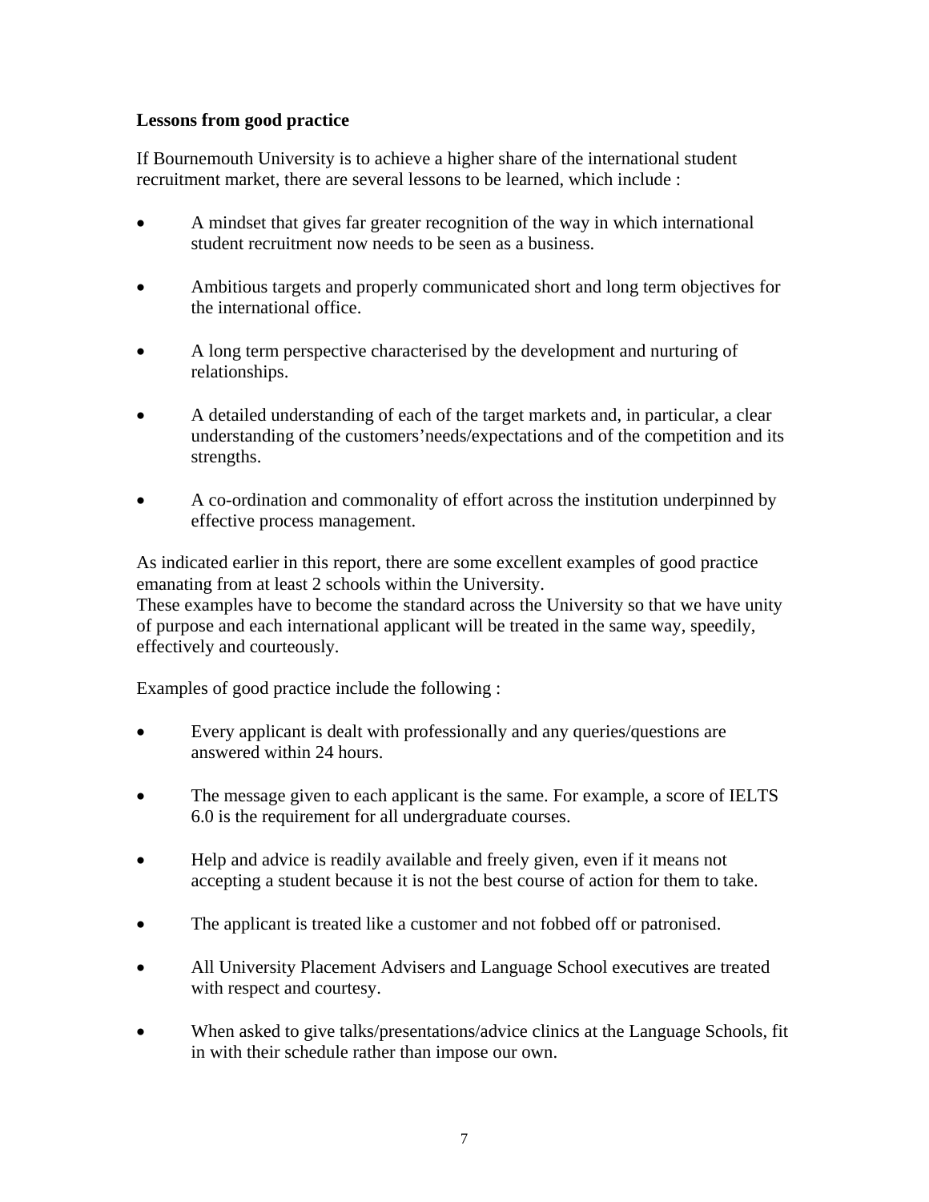**Lessons from good practice**

If Bournemouth University is to achieve a higher share of the international student recruitment market, there are several lessons to be learned, which include :

- A mindset that gives far greater recognition of the way in which international student recruitment now needs to be seen as a business.
- Ambitious targets and properly communicated short and long term objectives for the international office.
- A long term perspective characterised by the development and nurturing of relationships.
- A detailed understanding of each of the target markets and, in particular, a clear understanding of the customers'needs/expectations and of the competition and its strengths.
- A co-ordination and commonality of effort across the institution underpinned by effective process management.

As indicated earlier in this report, there are some excellent examples of good practice emanating from at least 2 schools within the University.
These examples have to become the standard across the University so that we have unity of purpose and each international applicant will be treated in the same way, speedily, effectively and courteously.

Examples of good practice include the following :

- Every applicant is dealt with professionally and any queries/questions are answered within 24 hours.
- The message given to each applicant is the same. For example, a score of IELTS 6.0 is the requirement for all undergraduate courses.
- Help and advice is readily available and freely given, even if it means not accepting a student because it is not the best course of action for them to take.
- The applicant is treated like a customer and not fobbed off or patronised.
- All University Placement Advisers and Language School executives are treated with respect and courtesy.
- When asked to give talks/presentations/advice clinics at the Language Schools, fit in with their schedule rather than impose our own.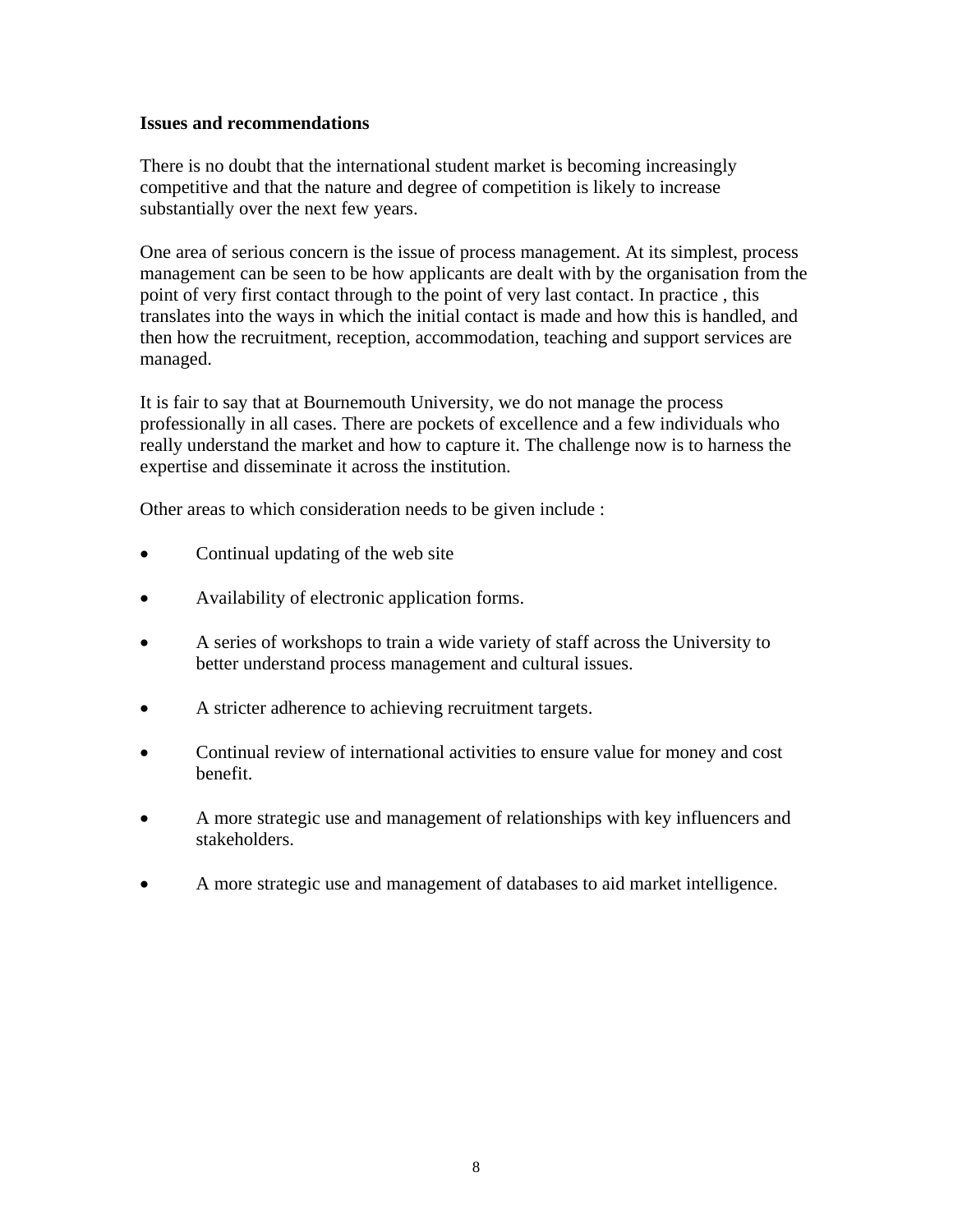**Issues and recommendations**

There is no doubt that the international student market is becoming increasingly competitive and that the nature and degree of competition is likely to increase substantially over the next few years.

One area of serious concern is the issue of process management. At its simplest, process management can be seen to be how applicants are dealt with by the organisation from the point of very first contact through to the point of very last contact. In practice , this translates into the ways in which the initial contact is made and how this is handled, and then how the recruitment, reception, accommodation, teaching and support services are managed.

It is fair to say that at Bournemouth University, we do not manage the process professionally in all cases. There are pockets of excellence and a few individuals who really understand the market and how to capture it. The challenge now is to harness the expertise and disseminate it across the institution.

Other areas to which consideration needs to be given include :

- Continual updating of the web site
- Availability of electronic application forms.
- A series of workshops to train a wide variety of staff across the University to better understand process management and cultural issues.
- A stricter adherence to achieving recruitment targets.
- Continual review of international activities to ensure value for money and cost benefit.
- A more strategic use and management of relationships with key influencers and stakeholders.
- A more strategic use and management of databases to aid market intelligence.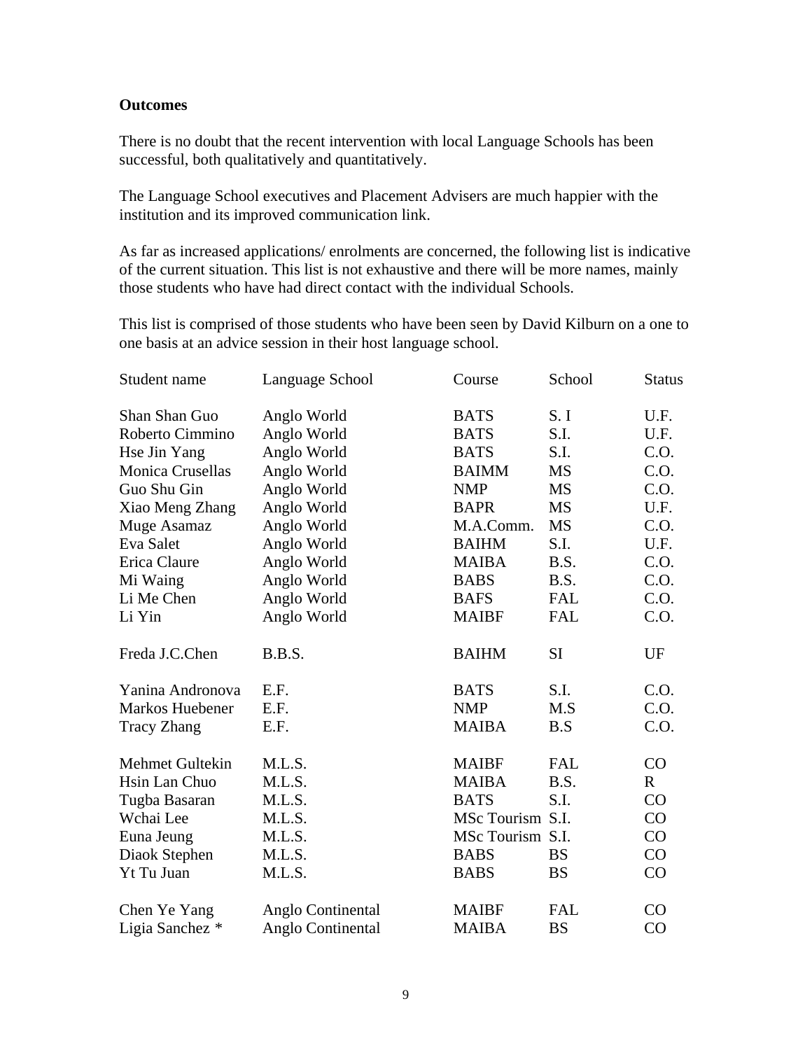**Outcomes**

There is no doubt that the recent intervention with local Language Schools has been successful, both qualitatively and quantitatively.

The Language School executives and Placement Advisers are much happier with the institution and its improved communication link.

As far as increased applications/ enrolments are concerned, the following list is indicative of the current situation. This list is not exhaustive and there will be more names, mainly those students who have had direct contact with the individual Schools.

This list is comprised of those students who have been seen by David Kilburn on a one to one basis at an advice session in their host language school.

| Student name | Language School | Course | School | Status |
|---|---|---|---|---|
| Shan Shan Guo | Anglo World | BATS | S. I | U.F. |
| Roberto Cimmino | Anglo World | BATS | S.I. | U.F. |
| Hse Jin Yang | Anglo World | BATS | S.I. | C.O. |
| Monica Crusellas | Anglo World | BAIMM | MS | C.O. |
| Guo Shu Gin | Anglo World | NMP | MS | C.O. |
| Xiao Meng Zhang | Anglo World | BAPR | MS | U.F. |
| Muge Asamaz | Anglo World | M.A.Comm. | MS | C.O. |
| Eva Salet | Anglo World | BAIHM | S.I. | U.F. |
| Erica Claure | Anglo World | MAIBA | B.S. | C.O. |
| Mi Waing | Anglo World | BABS | B.S. | C.O. |
| Li Me Chen | Anglo World | BAFS | FAL | C.O. |
| Li Yin | Anglo World | MAIBF | FAL | C.O. |
| Freda J.C.Chen | B.B.S. | BAIHM | SI | UF |
| Yanina Andronova | E.F. | BATS | S.I. | C.O. |
| Markos Huebener | E.F. | NMP | M.S | C.O. |
| Tracy Zhang | E.F. | MAIBA | B.S | C.O. |
| Mehmet Gultekin | M.L.S. | MAIBF | FAL | CO |
| Hsin Lan Chuo | M.L.S. | MAIBA | B.S. | R |
| Tugba Basaran | M.L.S. | BATS | S.I. | CO |
| Wchai Lee | M.L.S. | MSc Tourism | S.I. | CO |
| Euna Jeung | M.L.S. | MSc Tourism | S.I. | CO |
| Diaok Stephen | M.L.S. | BABS | BS | CO |
| Yt Tu Juan | M.L.S. | BABS | BS | CO |
| Chen Ye Yang | Anglo Continental | MAIBF | FAL | CO |
| Ligia Sanchez * | Anglo Continental | MAIBA | BS | CO |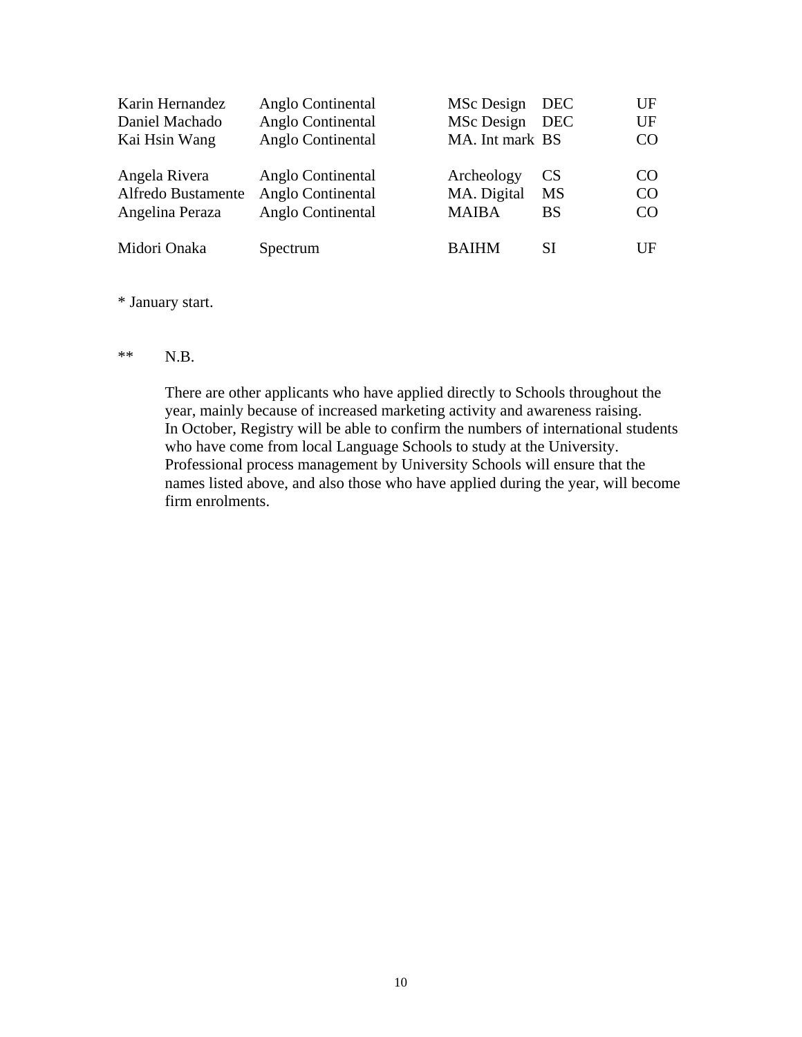| | | | | |
|---|---|---|---|---|
| Karin Hernandez | Anglo Continental | MSc Design | DEC | UF |
| Daniel Machado | Anglo Continental | MSc Design | DEC | UF |
| Kai Hsin Wang | Anglo Continental | MA. Int mark | BS | CO |
| | | | | |
| Angela Rivera | Anglo Continental | Archeology | CS | CO |
| Alfredo Bustamente | Anglo Continental | MA. Digital | MS | CO |
| Angelina Peraza | Anglo Continental | MAIBA | BS | CO |
| | | | | |
| Midori Onaka | Spectrum | BAIHM | SI | UF |

* January start.

** N.B.

There are other applicants who have applied directly to Schools throughout the year, mainly because of increased marketing activity and awareness raising. In October, Registry will be able to confirm the numbers of international students who have come from local Language Schools to study at the University. Professional process management by University Schools will ensure that the names listed above, and also those who have applied during the year, will become firm enrolments.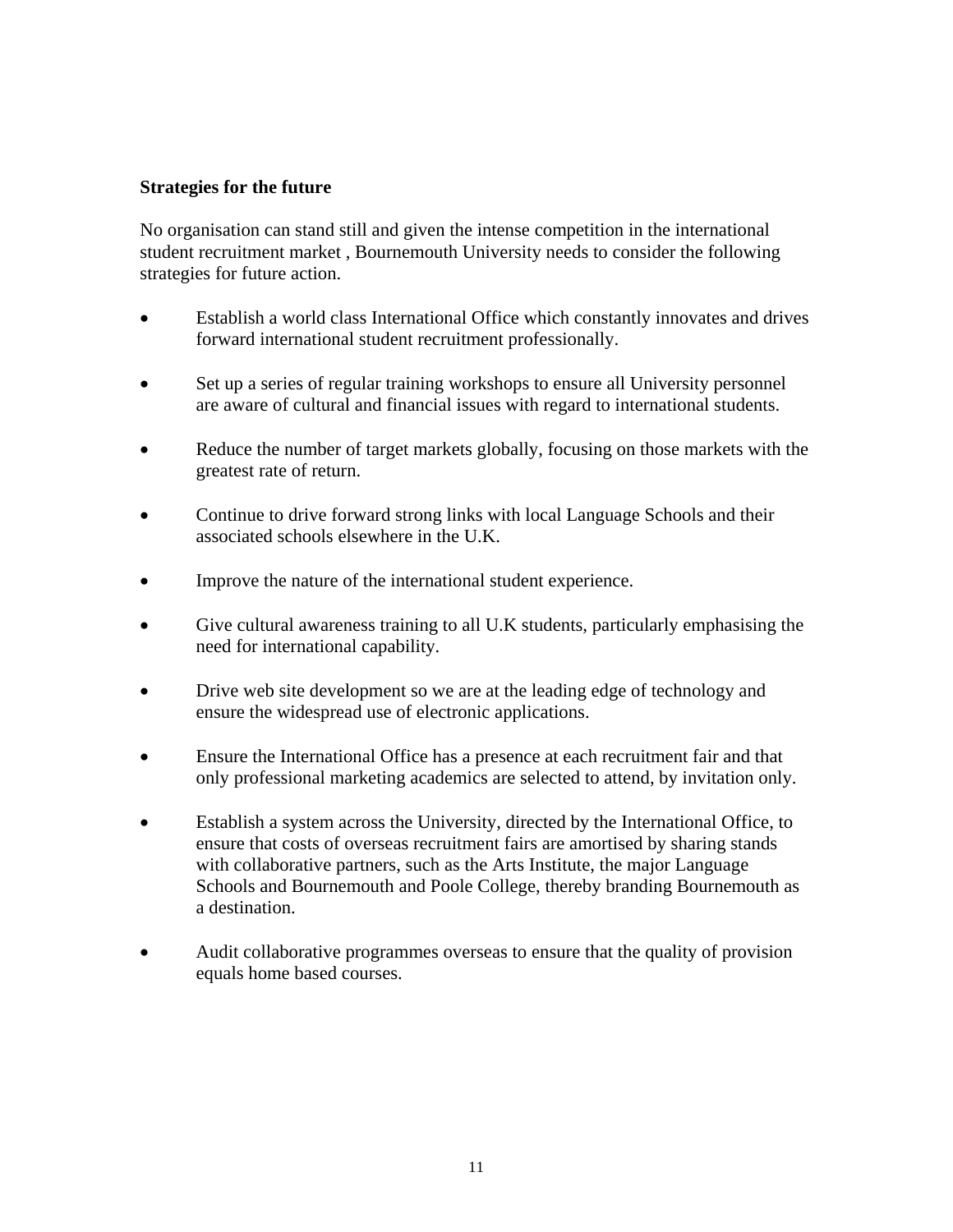**Strategies for the future**

No organisation can stand still and given the intense competition in the international student recruitment market , Bournemouth University needs to consider the following strategies for future action.

- Establish a world class International Office which constantly innovates and drives forward international student recruitment professionally.
- Set up a series of regular training workshops to ensure all University personnel are aware of cultural and financial issues with regard to international students.
- Reduce the number of target markets globally, focusing on those markets with the greatest rate of return.
- Continue to drive forward strong links with local Language Schools and their associated schools elsewhere in the U.K.
- Improve the nature of the international student experience.
- Give cultural awareness training to all U.K students, particularly emphasising the need for international capability.
- Drive web site development so we are at the leading edge of technology and ensure the widespread use of electronic applications.
- Ensure the International Office has a presence at each recruitment fair and that only professional marketing academics are selected to attend, by invitation only.
- Establish a system across the University, directed by the International Office, to ensure that costs of overseas recruitment fairs are amortised by sharing stands with collaborative partners, such as the Arts Institute, the major Language Schools and Bournemouth and Poole College, thereby branding Bournemouth as a destination.
- Audit collaborative programmes overseas to ensure that the quality of provision equals home based courses.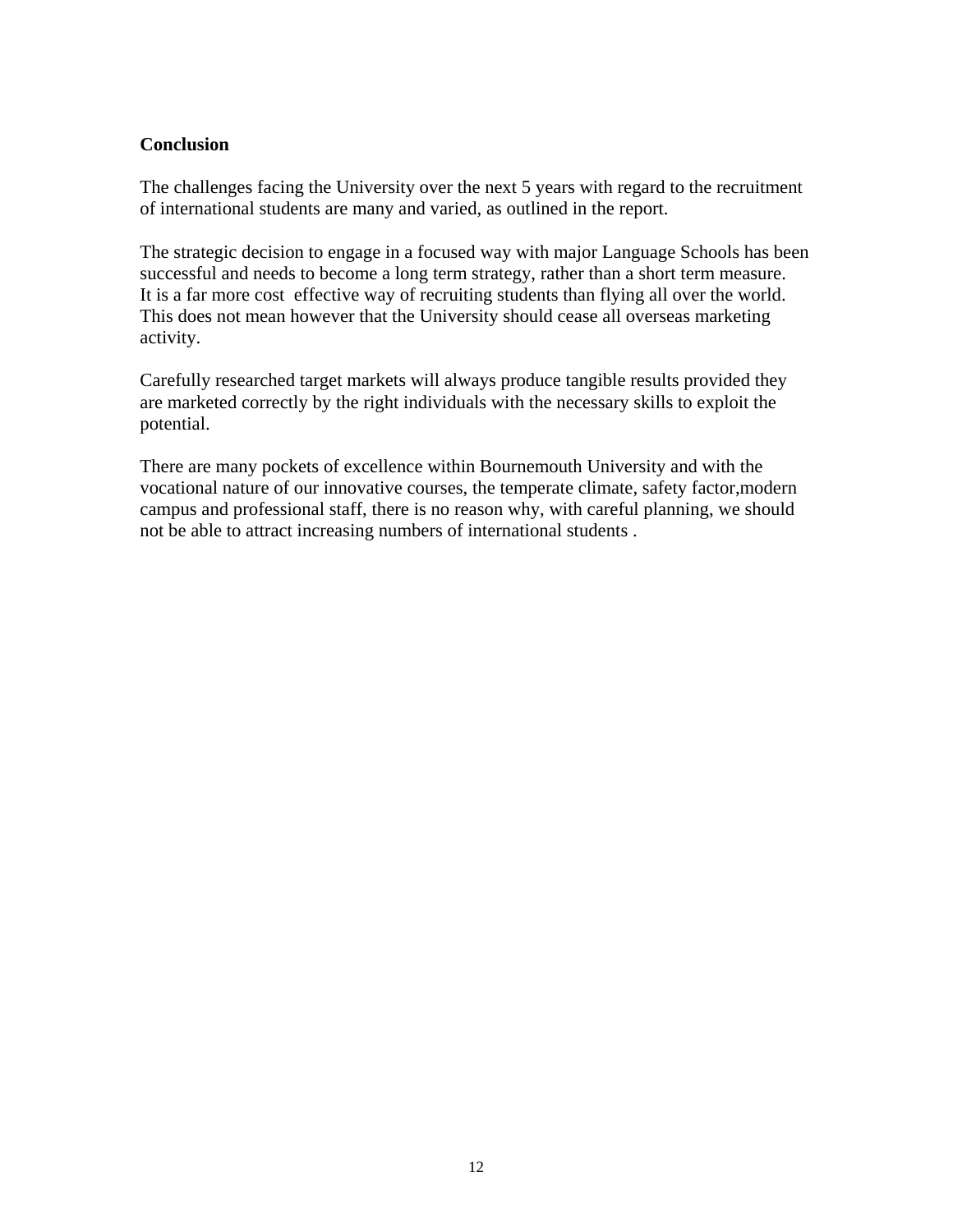## Conclusion

The challenges facing the University over the next 5 years with regard to the recruitment of international students are many and varied, as outlined in the report.

The strategic decision to engage in a focused way with major Language Schools has been successful and needs to become a long term strategy, rather than a short term measure. It is a far more cost effective way of recruiting students than flying all over the world. This does not mean however that the University should cease all overseas marketing activity.

Carefully researched target markets will always produce tangible results provided they are marketed correctly by the right individuals with the necessary skills to exploit the potential.

There are many pockets of excellence within Bournemouth University and with the vocational nature of our innovative courses, the temperate climate, safety factor,modern campus and professional staff, there is no reason why, with careful planning, we should not be able to attract increasing numbers of international students .